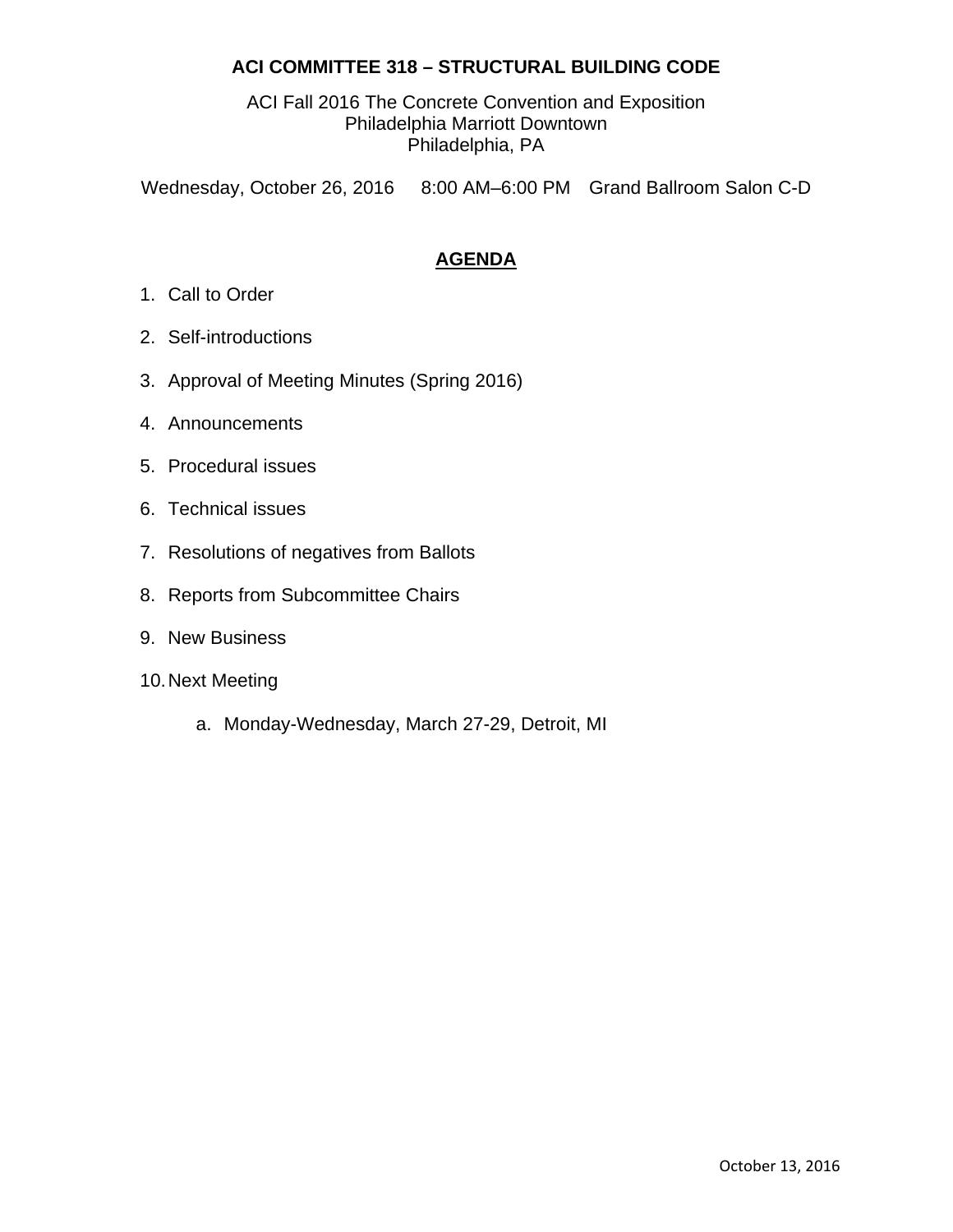# ACI COMMITTEE 318 – STRUCTURAL BUILDING CODE

ACI Fall 2016 The Concrete Convention and Exposition
Philadelphia Marriott Downtown
Philadelphia, PA

Wednesday, October 26, 2016 8:00 AM–6:00 PM Grand Ballroom Salon C-D

## AGENDA

1. Call to Order
2. Self-introductions
3. Approval of Meeting Minutes (Spring 2016)
4. Announcements
5. Procedural issues
6. Technical issues
7. Resolutions of negatives from Ballots
8. Reports from Subcommittee Chairs
9. New Business
10. Next Meeting
    a. Monday-Wednesday, March 27-29, Detroit, MI

October 13, 2016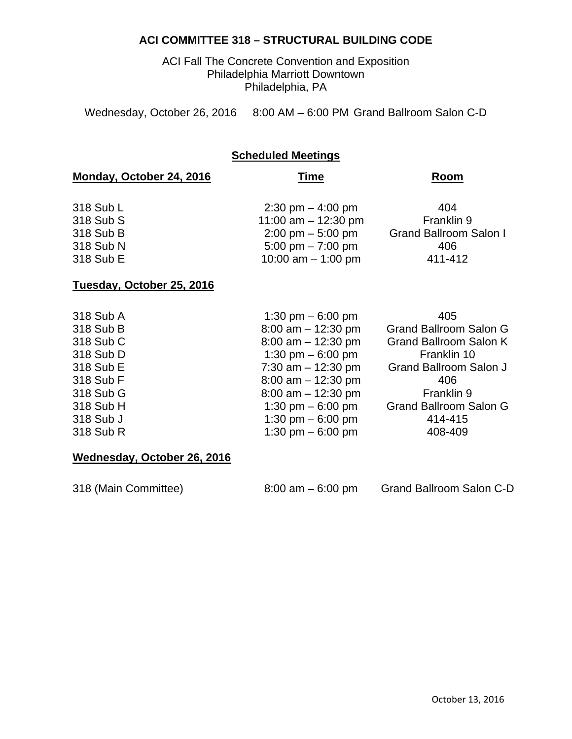**ACI COMMITTEE 318 – STRUCTURAL BUILDING CODE**

ACI Fall The Concrete Convention and Exposition
Philadelphia Marriott Downtown
Philadelphia, PA

Wednesday, October 26, 2016 8:00 AM – 6:00 PM Grand Ballroom Salon C-D

**Scheduled Meetings**

| Monday, October 24, 2016 | Time | Room |
|---|---|---|
| 318 Sub L | 2:30 pm – 4:00 pm | 404 |
| 318 Sub S | 11:00 am – 12:30 pm | Franklin 9 |
| 318 Sub B | 2:00 pm – 5:00 pm | Grand Ballroom Salon I |
| 318 Sub N | 5:00 pm – 7:00 pm | 406 |
| 318 Sub E | 10:00 am – 1:00 pm | 411-412 |
| **Tuesday, October 25, 2016** | | |
| 318 Sub A | 1:30 pm – 6:00 pm | 405 |
| 318 Sub B | 8:00 am – 12:30 pm | Grand Ballroom Salon G |
| 318 Sub C | 8:00 am – 12:30 pm | Grand Ballroom Salon K |
| 318 Sub D | 1:30 pm – 6:00 pm | Franklin 10 |
| 318 Sub E | 7:30 am – 12:30 pm | Grand Ballroom Salon J |
| 318 Sub F | 8:00 am – 12:30 pm | 406 |
| 318 Sub G | 8:00 am – 12:30 pm | Franklin 9 |
| 318 Sub H | 1:30 pm – 6:00 pm | Grand Ballroom Salon G |
| 318 Sub J | 1:30 pm – 6:00 pm | 414-415 |
| 318 Sub R | 1:30 pm – 6:00 pm | 408-409 |
| **Wednesday, October 26, 2016** | | |
| 318 (Main Committee) | 8:00 am – 6:00 pm | Grand Ballroom Salon C-D |

October 13, 2016